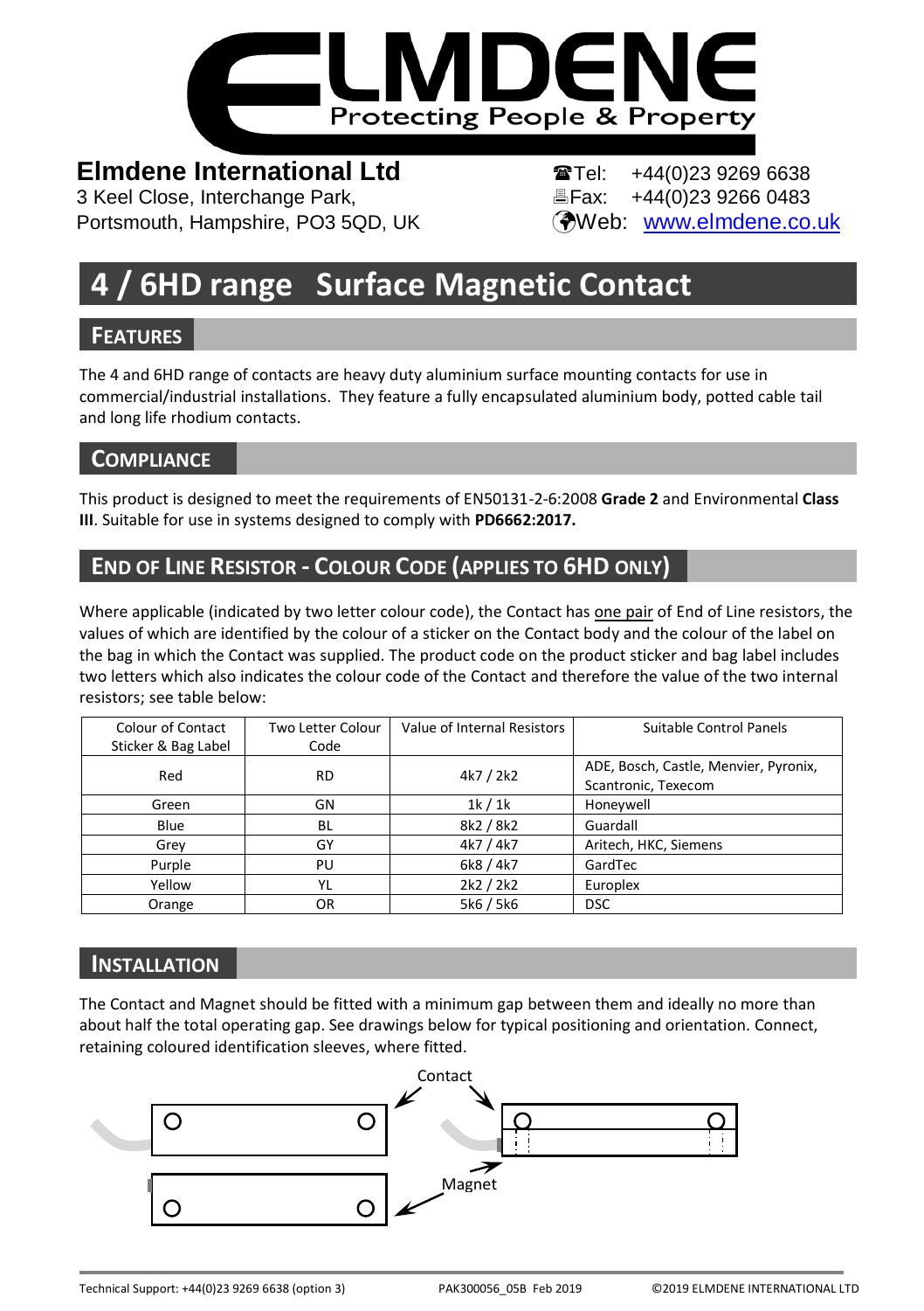# ELMDENE

Protecting People & Property

**Elmdene International Ltd**
3 Keel Close, Interchange Park,
Portsmouth, Hampshire, PO3 5QD, UK

Tel: +44(0)23 9269 6638
Fax: +44(0)23 9266 0483
Web: www.elmdene.co.uk

# 4 / 6HD range Surface Magnetic Contact

## Features

The 4 and 6HD range of contacts are heavy duty aluminium surface mounting contacts for use in commercial/industrial installations. They feature a fully encapsulated aluminium body, potted cable tail and long life rhodium contacts.

## Compliance

This product is designed to meet the requirements of EN50131-2-6:2008 **Grade 2** and Environmental **Class III**. Suitable for use in systems designed to comply with **PD6662:2017.**

## End of Line Resistor - Colour Code (applies to 6HD only)

Where applicable (indicated by two letter colour code), the Contact has one pair of End of Line resistors, the values of which are identified by the colour of a sticker on the Contact body and the colour of the label on the bag in which the Contact was supplied. The product code on the product sticker and bag label includes two letters which also indicates the colour code of the Contact and therefore the value of the two internal resistors; see table below:

| Colour of Contact Sticker & Bag Label | Two Letter Colour Code | Value of Internal Resistors | Suitable Control Panels |
|---|---|---|---|
| Red | RD | 4k7 / 2k2 | ADE, Bosch, Castle, Menvier, Pyronix, Scantronic, Texecom |
| Green | GN | 1k / 1k | Honeywell |
| Blue | BL | 8k2 / 8k2 | Guardall |
| Grey | GY | 4k7 / 4k7 | Aritech, HKC, Siemens |
| Purple | PU | 6k8 / 4k7 | GardTec |
| Yellow | YL | 2k2 / 2k2 | Europlex |
| Orange | OR | 5k6 / 5k6 | DSC |

## Installation

The Contact and Magnet should be fitted with a minimum gap between them and ideally no more than about half the total operating gap. See drawings below for typical positioning and orientation. Connect, retaining coloured identification sleeves, where fitted.

Contact

Magnet

Technical Support: +44(0)23 9269 6638 (option 3) PAK300056_05B Feb 2019 ©2019 ELMDENE INTERNATIONAL LTD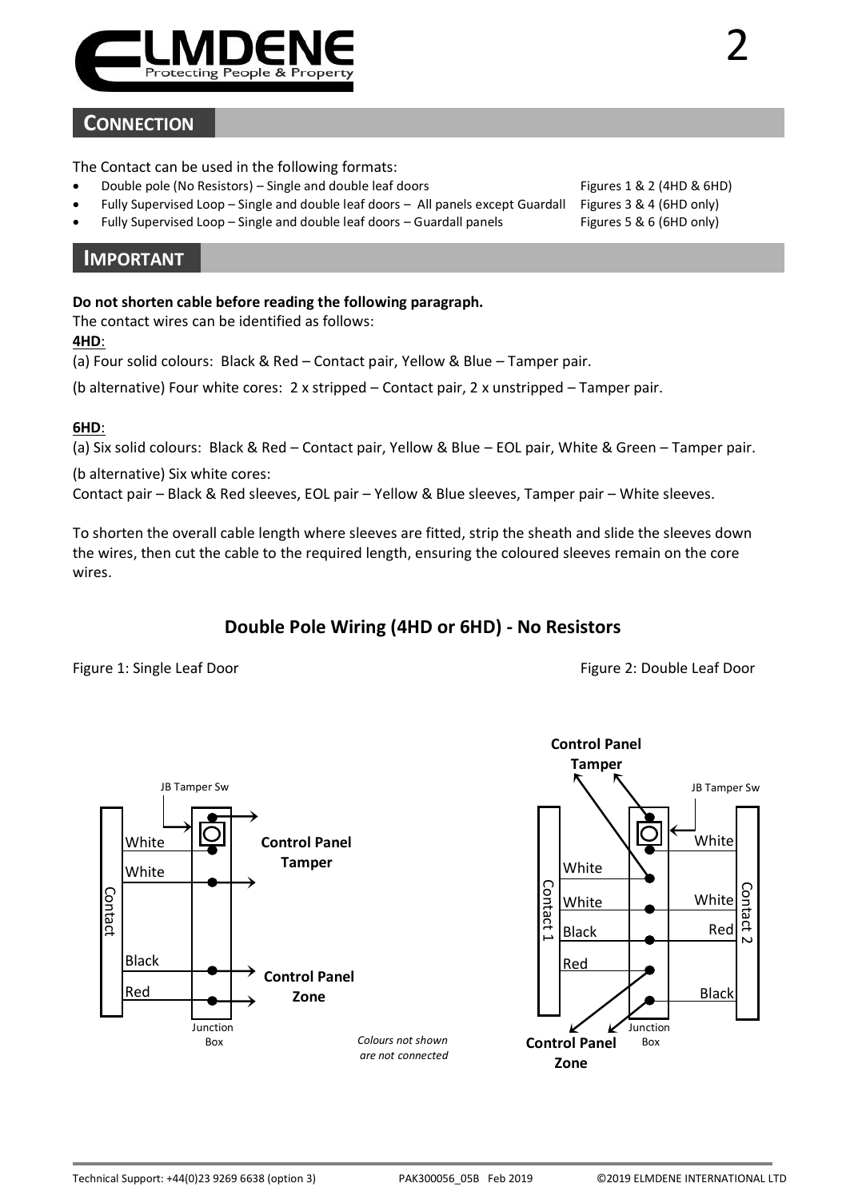## CONNECTION

The Contact can be used in the following formats:

- Double pole (No Resistors) – Single and double leaf doors — Figures 1 & 2 (4HD & 6HD)
- Fully Supervised Loop – Single and double leaf doors – All panels except Guardall — Figures 3 & 4 (6HD only)
- Fully Supervised Loop – Single and double leaf doors – Guardall panels — Figures 5 & 6 (6HD only)

## IMPORTANT

**Do not shorten cable before reading the following paragraph.**

The contact wires can be identified as follows:

**4HD**:

(a) Four solid colours: Black & Red – Contact pair, Yellow & Blue – Tamper pair.

(b alternative) Four white cores: 2 x stripped – Contact pair, 2 x unstripped – Tamper pair.

**6HD**:

(a) Six solid colours: Black & Red – Contact pair, Yellow & Blue – EOL pair, White & Green – Tamper pair.

(b alternative) Six white cores:
Contact pair – Black & Red sleeves, EOL pair – Yellow & Blue sleeves, Tamper pair – White sleeves.

To shorten the overall cable length where sleeves are fitted, strip the sheath and slide the sleeves down the wires, then cut the cable to the required length, ensuring the coloured sleeves remain on the core wires.

### Double Pole Wiring (4HD or 6HD) - No Resistors

Figure 1: Single Leaf Door

JB Tamper Sw, Contact, White, White, Black, Red, Junction Box, **Control Panel Tamper**, **Control Panel Zone**

*Colours not shown are not connected*

Figure 2: Double Leaf Door

**Control Panel Tamper**, JB Tamper Sw, Contact 1, White, White, Black, Red, Contact 2, White, White, Red, Black, Junction Box, **Control Panel Zone**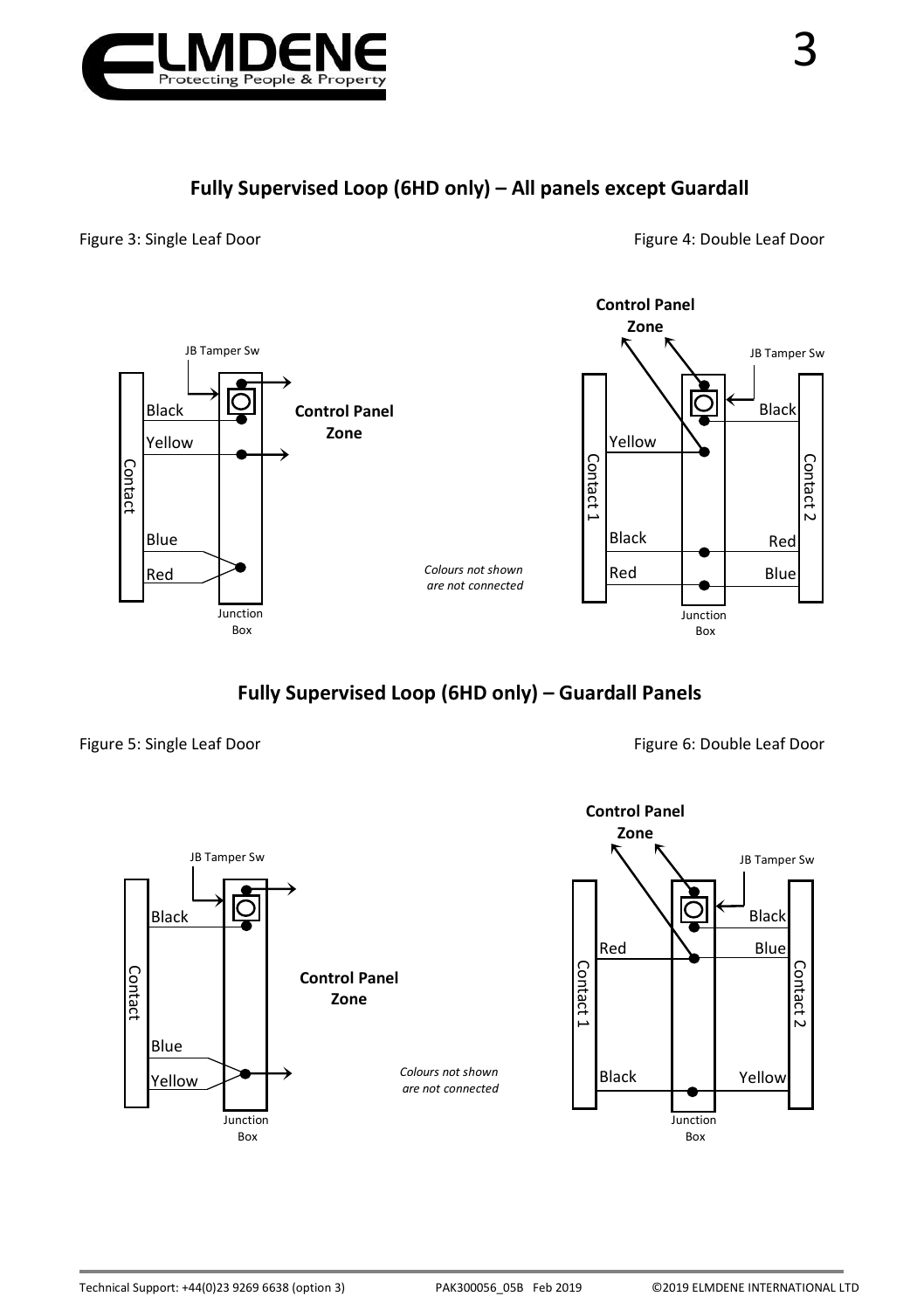## Fully Supervised Loop (6HD only) – All panels except Guardall

Figure 3: Single Leaf Door

JB Tamper Sw

Black

Yellow

Contact

Blue

Red

Junction Box

**Control Panel Zone**

*Colours not shown are not connected*

Figure 4: Double Leaf Door

**Control Panel Zone**

JB Tamper Sw

Yellow

Contact 1

Black

Red

Black

Contact 2

Red

Blue

Junction Box

## Fully Supervised Loop (6HD only) – Guardall Panels

Figure 5: Single Leaf Door

JB Tamper Sw

Black

Contact

Blue

Yellow

Junction Box

**Control Panel Zone**

*Colours not shown are not connected*

Figure 6: Double Leaf Door

**Control Panel Zone**

JB Tamper Sw

Red

Contact 1

Black

Black

Blue

Contact 2

Yellow

Junction Box

Technical Support: +44(0)23 9269 6638 (option 3) PAK300056_05B Feb 2019 ©2019 ELMDENE INTERNATIONAL LTD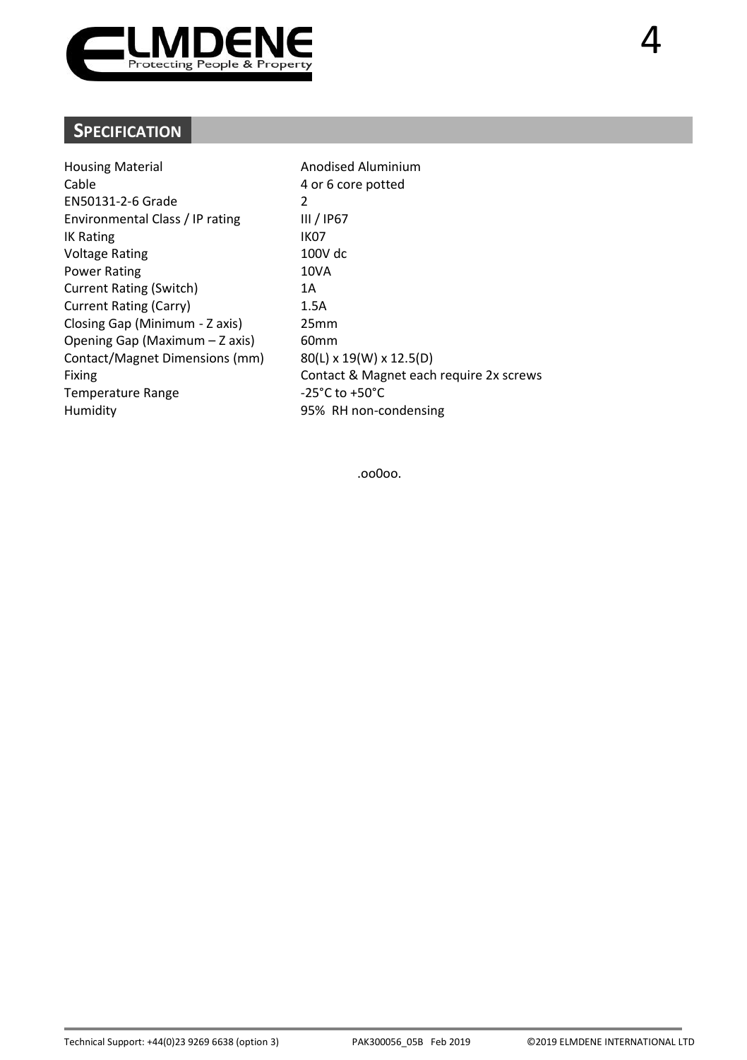## SPECIFICATION

| | |
|---|---|
| Housing Material | Anodised Aluminium |
| Cable | 4 or 6 core potted |
| EN50131-2-6 Grade | 2 |
| Environmental Class / IP rating | III / IP67 |
| IK Rating | IK07 |
| Voltage Rating | 100V dc |
| Power Rating | 10VA |
| Current Rating (Switch) | 1A |
| Current Rating (Carry) | 1.5A |
| Closing Gap (Minimum - Z axis) | 25mm |
| Opening Gap (Maximum – Z axis) | 60mm |
| Contact/Magnet Dimensions (mm) | 80(L) x 19(W) x 12.5(D) |
| Fixing | Contact & Magnet each require 2x screws |
| Temperature Range | -25°C to +50°C |
| Humidity | 95% RH non-condensing |

.oo0oo.

Technical Support: +44(0)23 9269 6638 (option 3) PAK300056_05B Feb 2019 ©2019 ELMDENE INTERNATIONAL LTD